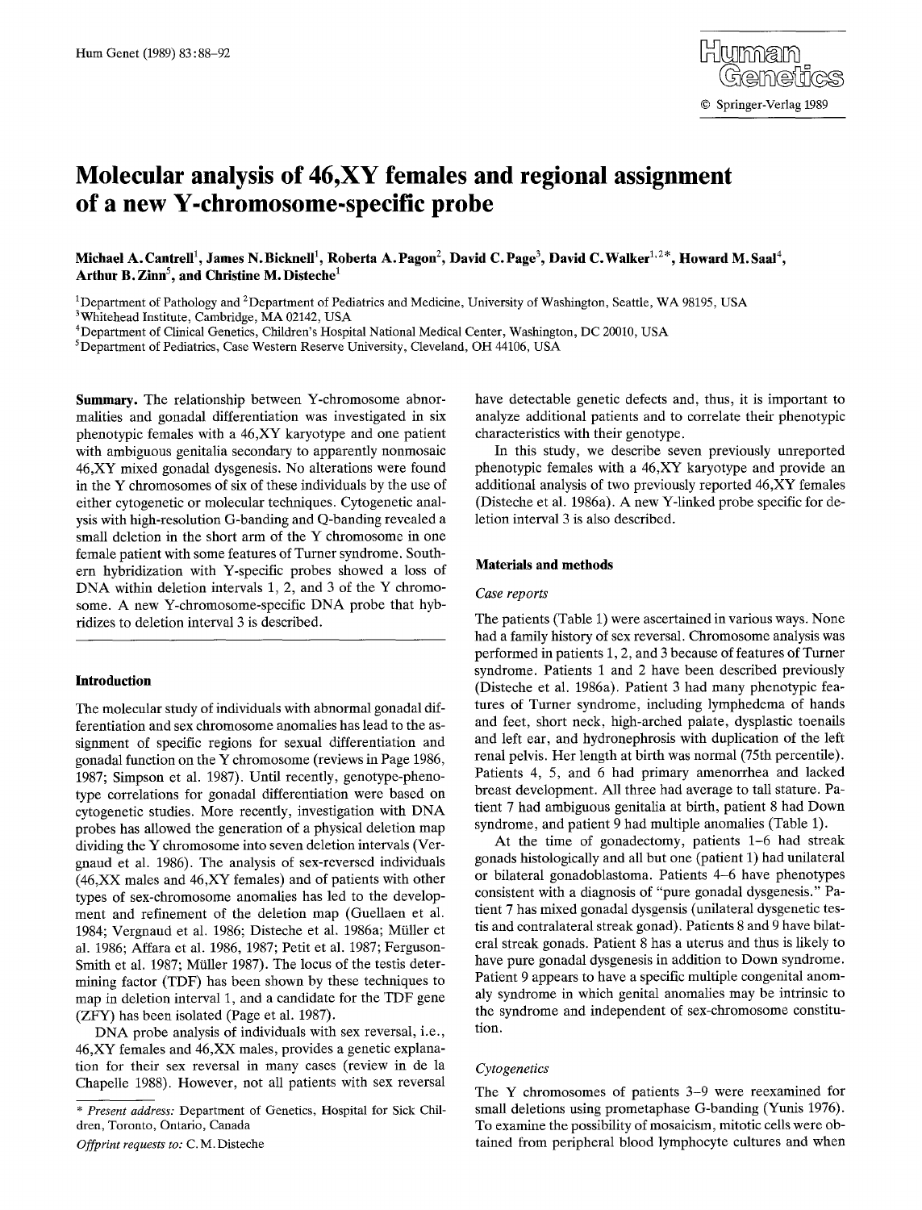# Molecular analysis of 46,XY females and regional assignment of a new Y-chromosome-specific probe

**Michael A. Cantrell[1], James N. Bicknell[1], Roberta A. Pagon[2], David C. Page[3], David C. Walker[1,2]\*, Howard M. Saal[4], Arthur B. Zinn[5], and Christine M. Disteche[1]**

[1]Department of Pathology and [2]Department of Pediatrics and Medicine, University of Washington, Seattle, WA 98195, USA
[3]Whitehead Institute, Cambridge, MA 02142, USA
[4]Department of Clinical Genetics, Children's Hospital National Medical Center, Washington, DC 20010, USA
[5]Department of Pediatrics, Case Western Reserve University, Cleveland, OH 44106, USA

**Summary.** The relationship between Y-chromosome abnormalities and gonadal differentiation was investigated in six phenotypic females with a 46,XY karyotype and one patient with ambiguous genitalia secondary to apparently nonmosaic 46,XY mixed gonadal dysgenesis. No alterations were found in the Y chromosomes of six of these individuals by the use of either cytogenetic or molecular techniques. Cytogenetic analysis with high-resolution G-banding and Q-banding revealed a small deletion in the short arm of the Y chromosome in one female patient with some features of Turner syndrome. Southern hybridization with Y-specific probes showed a loss of DNA within deletion intervals 1, 2, and 3 of the Y chromosome. A new Y-chromosome-specific DNA probe that hybridizes to deletion interval 3 is described.

## Introduction

The molecular study of individuals with abnormal gonadal differentiation and sex chromosome anomalies has lead to the assignment of specific regions for sexual differentiation and gonadal function on the Y chromosome (reviews in Page 1986, 1987; Simpson et al. 1987). Until recently, genotype-phenotype correlations for gonadal differentiation were based on cytogenetic studies. More recently, investigation with DNA probes has allowed the generation of a physical deletion map dividing the Y chromosome into seven deletion intervals (Vergnaud et al. 1986). The analysis of sex-reversed individuals (46,XX males and 46,XY females) and of patients with other types of sex-chromosome anomalies has led to the development and refinement of the deletion map (Guellaen et al. 1984; Vergnaud et al. 1986; Disteche et al. 1986a; Müller et al. 1986; Affara et al. 1986, 1987; Petit et al. 1987; Ferguson-Smith et al. 1987; Müller 1987). The locus of the testis determining factor (TDF) has been shown by these techniques to map in deletion interval 1, and a candidate for the TDF gene (ZFY) has been isolated (Page et al. 1987).

DNA probe analysis of individuals with sex reversal, i.e., 46,XY females and 46,XX males, provides a genetic explanation for their sex reversal in many cases (review in de la Chapelle 1988). However, not all patients with sex reversal have detectable genetic defects and, thus, it is important to analyze additional patients and to correlate their phenotypic characteristics with their genotype.

In this study, we describe seven previously unreported phenotypic females with a 46,XY karyotype and provide an additional analysis of two previously reported 46,XY females (Disteche et al. 1986a). A new Y-linked probe specific for deletion interval 3 is also described.

## Materials and methods

### Case reports

The patients (Table 1) were ascertained in various ways. None had a family history of sex reversal. Chromosome analysis was performed in patients 1, 2, and 3 because of features of Turner syndrome. Patients 1 and 2 have been described previously (Disteche et al. 1986a). Patient 3 had many phenotypic features of Turner syndrome, including lymphedema of hands and feet, short neck, high-arched palate, dysplastic toenails and left ear, and hydronephrosis with duplication of the left renal pelvis. Her length at birth was normal (75th percentile). Patients 4, 5, and 6 had primary amenorrhea and lacked breast development. All three had average to tall stature. Patient 7 had ambiguous genitalia at birth, patient 8 had Down syndrome, and patient 9 had multiple anomalies (Table 1).

At the time of gonadectomy, patients 1–6 had streak gonads histologically and all but one (patient 1) had unilateral or bilateral gonadoblastoma. Patients 4–6 have phenotypes consistent with a diagnosis of "pure gonadal dysgenesis." Patient 7 has mixed gonadal dysgensis (unilateral dysgenetic testis and contralateral streak gonad). Patients 8 and 9 have bilateral streak gonads. Patient 8 has a uterus and thus is likely to have pure gonadal dysgenesis in addition to Down syndrome. Patient 9 appears to have a specific multiple congenital anomaly syndrome in which genital anomalies may be intrinsic to the syndrome and independent of sex-chromosome constitution.

### Cytogenetics

The Y chromosomes of patients 3–9 were reexamined for small deletions using prometaphase G-banding (Yunis 1976). To examine the possibility of mosaicism, mitotic cells were obtained from peripheral blood lymphocyte cultures and when

\* *Present address:* Department of Genetics, Hospital for Sick Children, Toronto, Ontario, Canada

*Offprint requests to:* C. M. Disteche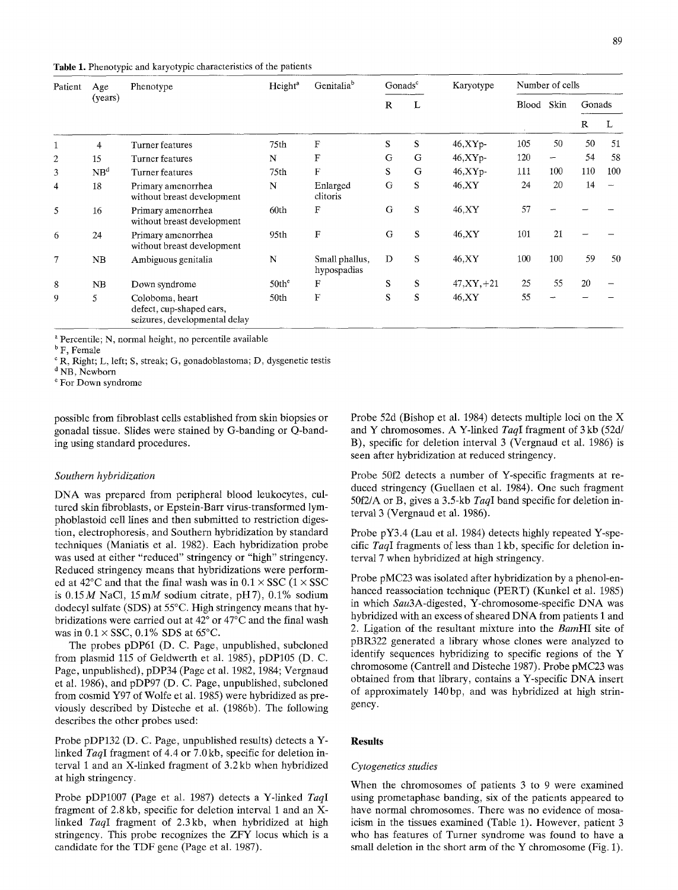**Table 1.** Phenotypic and karyotypic characteristics of the patients

| Patient | Age (years) | Phenotype | Height[a] | Genitalia[b] | Gonads[c] | | Karyotype | Number of cells | | | |
|---|---|---|---|---|---|---|---|---|---|---|---|
| | | | | | R | L | | Blood | Skin | Gonads | |
| | | | | | | | | | | R | L |
| 1 | 4 | Turner features | 75th | F | S | S | 46,XYp- | 105 | 50 | 50 | 51 |
| 2 | 15 | Turner features | N | F | G | G | 46,XYp- | 120 | – | 54 | 58 |
| 3 | NB[d] | Turner features | 75th | F | S | G | 46,XYp- | 111 | 100 | 110 | 100 |
| 4 | 18 | Primary amenorrhea without breast development | N | Enlarged clitoris | G | S | 46,XY | 24 | 20 | 14 | – |
| 5 | 16 | Primary amenorrhea without breast development | 60th | F | G | S | 46,XY | 57 | – | – | – |
| 6 | 24 | Primary amenorrhea without breast development | 95th | F | G | S | 46,XY | 101 | 21 | – | – |
| 7 | NB | Ambiguous genitalia | N | Small phallus, hypospadias | D | S | 46,XY | 100 | 100 | 59 | 50 |
| 8 | NB | Down syndrome | 50th[e] | F | S | S | 47,XY,+21 | 25 | 55 | 20 | – |
| 9 | 5 | Coloboma, heart defect, cup-shaped ears, seizures, developmental delay | 50th | F | S | S | 46,XY | 55 | – | – | – |

[a] Percentile; N, normal height, no percentile available
[b] F, Female
[c] R, Right; L, left; S, streak; G, gonadoblastoma; D, dysgenetic testis
[d] NB, Newborn
[e] For Down syndrome

possible from fibroblast cells established from skin biopsies or gonadal tissue. Slides were stained by G-banding or Q-banding using standard procedures.

### *Southern hybridization*

DNA was prepared from peripheral blood leukocytes, cultured skin fibroblasts, or Epstein-Barr virus-transformed lymphoblastoid cell lines and then submitted to restriction digestion, electrophoresis, and Southern hybridization by standard techniques (Maniatis et al. 1982). Each hybridization probe was used at either "reduced" stringency or "high" stringency. Reduced stringency means that hybridizations were performed at 42°C and that the final wash was in 0.1 × SSC (1 × SSC is 0.15 *M* NaCl, 15 m*M* sodium citrate, pH 7), 0.1% sodium dodecyl sulfate (SDS) at 55°C. High stringency means that hybridizations were carried out at 42° or 47°C and the final wash was in 0.1 × SSC, 0.1% SDS at 65°C.

The probes pDP61 (D. C. Page, unpublished, subcloned from plasmid 115 of Geldwerth et al. 1985), pDP105 (D. C. Page, unpublished), pDP34 (Page et al. 1982, 1984; Vergnaud et al. 1986), and pDP97 (D. C. Page, unpublished, subcloned from cosmid Y97 of Wolfe et al. 1985) were hybridized as previously described by Disteche et al. (1986b). The following describes the other probes used:

Probe pDP132 (D. C. Page, unpublished results) detects a Y-linked *Taq*I fragment of 4.4 or 7.0 kb, specific for deletion interval 1 and an X-linked fragment of 3.2 kb when hybridized at high stringency.

Probe pDP1007 (Page et al. 1987) detects a Y-linked *Taq*I fragment of 2.8 kb, specific for deletion interval 1 and an X-linked *Taq*I fragment of 2.3 kb, when hybridized at high stringency. This probe recognizes the ZFY locus which is a candidate for the TDF gene (Page et al. 1987).

Probe 52d (Bishop et al. 1984) detects multiple loci on the X and Y chromosomes. A Y-linked *Taq*I fragment of 3 kb (52d/B), specific for deletion interval 3 (Vergnaud et al. 1986) is seen after hybridization at reduced stringency.

Probe 50f2 detects a number of Y-specific fragments at reduced stringency (Guellaen et al. 1984). One such fragment 50f2/A or B, gives a 3.5-kb *Taq*I band specific for deletion interval 3 (Vergnaud et al. 1986).

Probe pY3.4 (Lau et al. 1984) detects highly repeated Y-specific *Taq*I fragments of less than 1 kb, specific for deletion interval 7 when hybridized at high stringency.

Probe pMC23 was isolated after hybridization by a phenol-enhanced reassociation technique (PERT) (Kunkel et al. 1985) in which *Sau*3A-digested, Y-chromosome-specific DNA was hybridized with an excess of sheared DNA from patients 1 and 2. Ligation of the resultant mixture into the *Bam*HI site of pBR322 generated a library whose clones were analyzed to identify sequences hybridizing to specific regions of the Y chromosome (Cantrell and Disteche 1987). Probe pMC23 was obtained from that library, contains a Y-specific DNA insert of approximately 140 bp, and was hybridized at high stringency.

## Results

### *Cytogenetics studies*

When the chromosomes of patients 3 to 9 were examined using prometaphase banding, six of the patients appeared to have normal chromosomes. There was no evidence of mosaicism in the tissues examined (Table 1). However, patient 3 who has features of Turner syndrome was found to have a small deletion in the short arm of the Y chromosome (Fig. 1).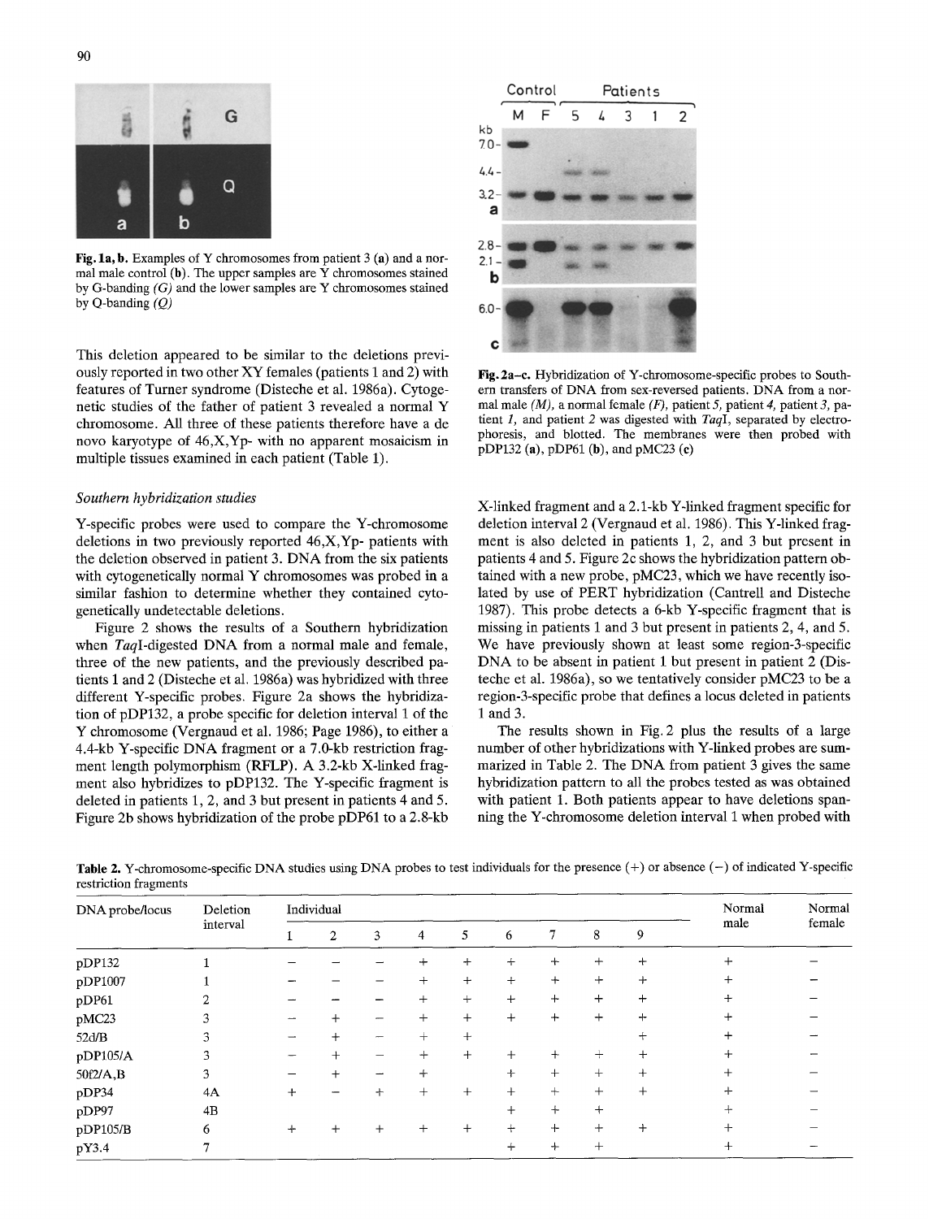Fig. 1a, b. Examples of Y chromosomes from patient 3 (a) and a normal male control (b). The upper samples are Y chromosomes stained by G-banding *(G)* and the lower samples are Y chromosomes stained by Q-banding *(Q)*

This deletion appeared to be similar to the deletions previously reported in two other XY females (patients 1 and 2) with features of Turner syndrome (Disteche et al. 1986a). Cytogenetic studies of the father of patient 3 revealed a normal Y chromosome. All three of these patients therefore have a de novo karyotype of 46,X,Yp- with no apparent mosaicism in multiple tissues examined in each patient (Table 1).

### *Southern hybridization studies*

Y-specific probes were used to compare the Y-chromosome deletions in two previously reported 46,X,Yp- patients with the deletion observed in patient 3. DNA from the six patients with cytogenetically normal Y chromosomes was probed in a similar fashion to determine whether they contained cytogenetically undetectable deletions.

Figure 2 shows the results of a Southern hybridization when *Taq*I-digested DNA from a normal male and female, three of the new patients, and the previously described patients 1 and 2 (Disteche et al. 1986a) was hybridized with three different Y-specific probes. Figure 2a shows the hybridization of pDP132, a probe specific for deletion interval 1 of the Y chromosome (Vergnaud et al. 1986; Page 1986), to either a 4.4-kb Y-specific DNA fragment or a 7.0-kb restriction fragment length polymorphism (RFLP). A 3.2-kb X-linked fragment also hybridizes to pDP132. The Y-specific fragment is deleted in patients 1, 2, and 3 but present in patients 4 and 5. Figure 2b shows hybridization of the probe pDP61 to a 2.8-kb X-linked fragment and a 2.1-kb Y-linked fragment specific for deletion interval 2 (Vergnaud et al. 1986). This Y-linked fragment is also deleted in patients 1, 2, and 3 but present in patients 4 and 5. Figure 2c shows the hybridization pattern obtained with a new probe, pMC23, which we have recently isolated by use of PERT hybridization (Cantrell and Disteche 1987). This probe detects a 6-kb Y-specific fragment that is missing in patients 1 and 3 but present in patients 2, 4, and 5. We have previously shown at least some region-3-specific DNA to be absent in patient 1 but present in patient 2 (Disteche et al. 1986a), so we tentatively consider pMC23 to be a region-3-specific probe that defines a locus deleted in patients 1 and 3.

Fig. 2a–c. Hybridization of Y-chromosome-specific probes to Southern transfers of DNA from sex-reversed patients. DNA from a normal male *(M)*, a normal female *(F)*, patient *5*, patient *4*, patient *3*, patient *1*, and patient *2* was digested with *Taq*I, separated by electrophoresis, and blotted. The membranes were then probed with pDP132 (**a**), pDP61 (**b**), and pMC23 (**c**)

The results shown in Fig. 2 plus the results of a large number of other hybridizations with Y-linked probes are summarized in Table 2. The DNA from patient 3 gives the same hybridization pattern to all the probes tested as was obtained with patient 1. Both patients appear to have deletions spanning the Y-chromosome deletion interval 1 when probed with

**Table 2.** Y-chromosome-specific DNA studies using DNA probes to test individuals for the presence (+) or absence (−) of indicated Y-specific restriction fragments

| DNA probe/locus | Deletion interval | Individual | | | | | | | | | Normal male | Normal female |
|---|---|---|---|---|---|---|---|---|---|---|---|---|
| | | 1 | 2 | 3 | 4 | 5 | 6 | 7 | 8 | 9 | | |
| pDP132 | 1 | − | − | − | + | + | + | + | + | + | + | − |
| pDP1007 | 1 | − | − | − | + | + | + | + | + | + | + | − |
| pDP61 | 2 | − | − | − | + | + | + | + | + | + | + | − |
| pMC23 | 3 | − | + | − | + | + | + | + | + | + | + | − |
| 52d/B | 3 | − | + | − | + | + | | | | + | + | − |
| pDP105/A | 3 | − | + | − | + | + | + | + | + | + | + | − |
| 50f2/A,B | 3 | − | + | − | + | | + | + | + | + | + | − |
| pDP34 | 4A | + | − | + | + | + | + | + | + | + | + | − |
| pDP97 | 4B | | | | | | + | + | + | | + | − |
| pDP105/B | 6 | + | + | + | + | + | + | + | + | + | + | − |
| pY3.4 | 7 | | | | | | + | + | + | | + | − |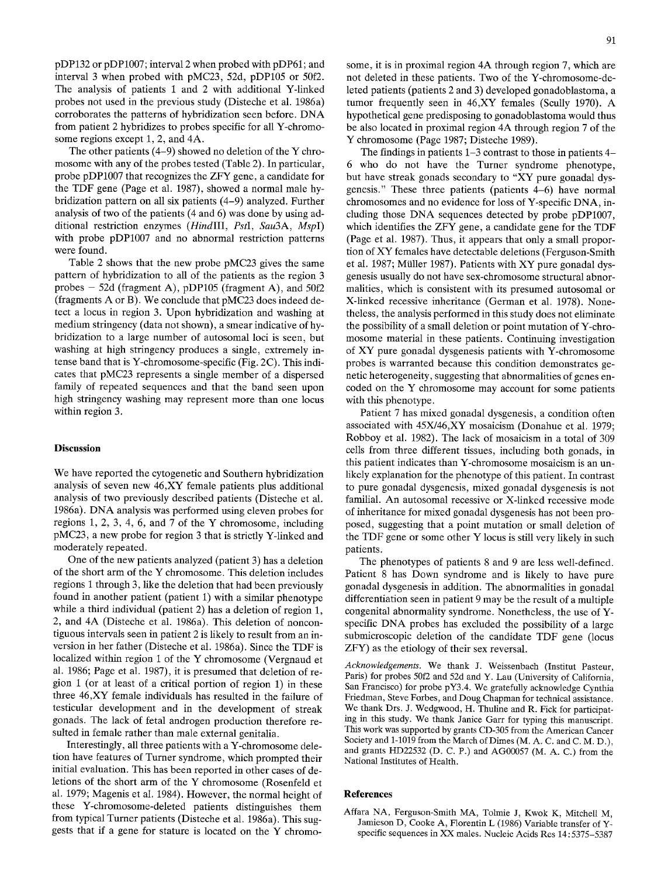pDP132 or pDP1007; interval 2 when probed with pDP61; and interval 3 when probed with pMC23, 52d, pDP105 or 50f2. The analysis of patients 1 and 2 with additional Y-linked probes not used in the previous study (Disteche et al. 1986a) corroborates the patterns of hybridization seen before. DNA from patient 2 hybridizes to probes specific for all Y-chromosome regions except 1, 2, and 4A.

The other patients (4–9) showed no deletion of the Y chromosome with any of the probes tested (Table 2). In particular, probe pDP1007 that recognizes the ZFY gene, a candidate for the TDF gene (Page et al. 1987), showed a normal male hybridization pattern on all six patients (4–9) analyzed. Further analysis of two of the patients (4 and 6) was done by using additional restriction enzymes (*Hin*dIII, *Pst*I, *Sau*3A, *Msp*I) with probe pDP1007 and no abnormal restriction patterns were found.

Table 2 shows that the new probe pMC23 gives the same pattern of hybridization to all of the patients as the region 3 probes – 52d (fragment A), pDP105 (fragment A), and 50f2 (fragments A or B). We conclude that pMC23 does indeed detect a locus in region 3. Upon hybridization and washing at medium stringency (data not shown), a smear indicative of hybridization to a large number of autosomal loci is seen, but washing at high stringency produces a single, extremely intense band that is Y-chromosome-specific (Fig. 2C). This indicates that pMC23 represents a single member of a dispersed family of repeated sequences and that the band seen upon high stringency washing may represent more than one locus within region 3.

## Discussion

We have reported the cytogenetic and Southern hybridization analysis of seven new 46,XY female patients plus additional analysis of two previously described patients (Disteche et al. 1986a). DNA analysis was performed using eleven probes for regions 1, 2, 3, 4, 6, and 7 of the Y chromosome, including pMC23, a new probe for region 3 that is strictly Y-linked and moderately repeated.

One of the new patients analyzed (patient 3) has a deletion of the short arm of the Y chromosome. This deletion includes regions 1 through 3, like the deletion that had been previously found in another patient (patient 1) with a similar phenotype while a third individual (patient 2) has a deletion of region 1, 2, and 4A (Disteche et al. 1986a). This deletion of noncontiguous intervals seen in patient 2 is likely to result from an inversion in her father (Disteche et al. 1986a). Since the TDF is localized within region 1 of the Y chromosome (Vergnaud et al. 1986; Page et al. 1987), it is presumed that deletion of region 1 (or at least of a critical portion of region 1) in these three 46,XY female individuals has resulted in the failure of testicular development and in the development of streak gonads. The lack of fetal androgen production therefore resulted in female rather than male external genitalia.

Interestingly, all three patients with a Y-chromosome deletion have features of Turner syndrome, which prompted their initial evaluation. This has been reported in other cases of deletions of the short arm of the Y chromosome (Rosenfeld et al. 1979; Magenis et al. 1984). However, the normal height of these Y-chromosome-deleted patients distinguishes them from typical Turner patients (Disteche et al. 1986a). This suggests that if a gene for stature is located on the Y chromosome, it is in proximal region 4A through region 7, which are not deleted in these patients. Two of the Y-chromosome-deleted patients (patients 2 and 3) developed gonadoblastoma, a tumor frequently seen in 46,XY females (Scully 1970). A hypothetical gene predisposing to gonadoblastoma would thus be also located in proximal region 4A through region 7 of the Y chromosome (Page 1987; Disteche 1989).

The findings in patients 1–3 contrast to those in patients 4–6 who do not have the Turner syndrome phenotype, but have streak gonads secondary to "XY pure gonadal dysgenesis." These three patients (patients 4–6) have normal chromosomes and no evidence for loss of Y-specific DNA, including those DNA sequences detected by probe pDP1007, which identifies the ZFY gene, a candidate gene for the TDF (Page et al. 1987). Thus, it appears that only a small proportion of XY females have detectable deletions (Ferguson-Smith et al. 1987; Müller 1987). Patients with XY pure gonadal dysgenesis usually do not have sex-chromosome structural abnormalities, which is consistent with its presumed autosomal or X-linked recessive inheritance (German et al. 1978). Nonetheless, the analysis performed in this study does not eliminate the possibility of a small deletion or point mutation of Y-chromosome material in these patients. Continuing investigation of XY pure gonadal dysgenesis patients with Y-chromosome probes is warranted because this condition demonstrates genetic heterogeneity, suggesting that abnormalities of genes encoded on the Y chromosome may account for some patients with this phenotype.

Patient 7 has mixed gonadal dysgenesis, a condition often associated with 45X/46,XY mosaicism (Donahue et al. 1979; Robboy et al. 1982). The lack of mosaicism in a total of 309 cells from three different tissues, including both gonads, in this patient indicates than Y-chromosome mosaicism is an unlikely explanation for the phenotype of this patient. In contrast to pure gonadal dysgenesis, mixed gonadal dysgenesis is not familial. An autosomal recessive or X-linked recessive mode of inheritance for mixed gonadal dysgenesis has not been proposed, suggesting that a point mutation or small deletion of the TDF gene or some other Y locus is still very likely in such patients.

The phenotypes of patients 8 and 9 are less well-defined. Patient 8 has Down syndrome and is likely to have pure gonadal dysgenesis in addition. The abnormalities in gonadal differentiation seen in patient 9 may be the result of a multiple congenital abnormality syndrome. Nonetheless, the use of Y-specific DNA probes has excluded the possibility of a large submicroscopic deletion of the candidate TDF gene (locus ZFY) as the etiology of their sex reversal.

*Acknowledgements.* We thank J. Weissenbach (Institut Pasteur, Paris) for probes 50f2 and 52d and Y. Lau (University of California, San Francisco) for probe pY3.4. We gratefully acknowledge Cynthia Friedman, Steve Forbes, and Doug Chapman for technical assistance. We thank Drs. J. Wedgwood, H. Thuline and R. Fick for participating in this study. We thank Janice Garr for typing this manuscript. This work was supported by grants CD-305 from the American Cancer Society and 1-1019 from the March of Dimes (M. A. C. and C. M. D.), and grants HD22532 (D. C. P.) and AG00057 (M. A. C.) from the National Institutes of Health.

## References

Affara NA, Ferguson-Smith MA, Tolmie J, Kwok K, Mitchell M, Jamieson D, Cooke A, Florentin L (1986) Variable transfer of Y-specific sequences in XX males. Nucleic Acids Res 14:5375–5387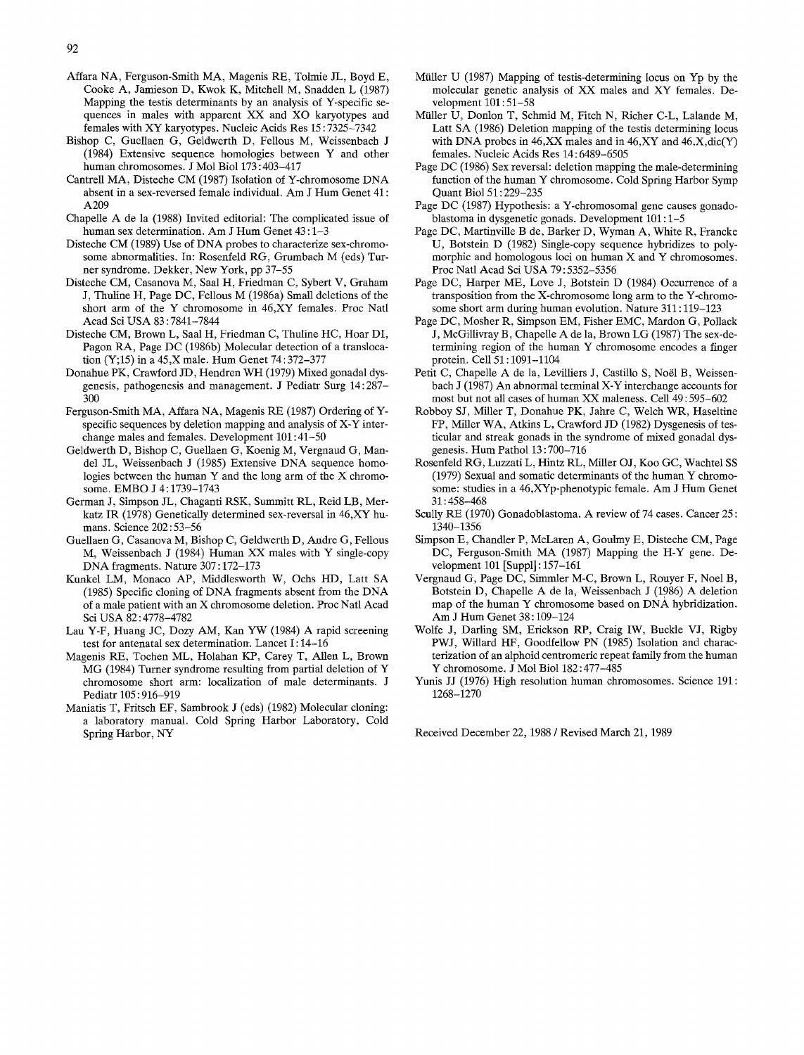Affara NA, Ferguson-Smith MA, Magenis RE, Tolmie JL, Boyd E, Cooke A, Jamieson D, Kwok K, Mitchell M, Snadden L (1987) Mapping the testis determinants by an analysis of Y-specific sequences in males with apparent XX and XO karyotypes and females with XY karyotypes. Nucleic Acids Res 15:7325–7342

Bishop C, Guellaen G, Geldwerth D, Fellous M, Weissenbach J (1984) Extensive sequence homologies between Y and other human chromosomes. J Mol Biol 173:403–417

Cantrell MA, Disteche CM (1987) Isolation of Y-chromosome DNA absent in a sex-reversed female individual. Am J Hum Genet 41: A209

Chapelle A de la (1988) Invited editorial: The complicated issue of human sex determination. Am J Hum Genet 43:1–3

Disteche CM (1989) Use of DNA probes to characterize sex-chromosome abnormalities. In: Rosenfeld RG, Grumbach M (eds) Turner syndrome. Dekker, New York, pp 37–55

Disteche CM, Casanova M, Saal H, Friedman C, Sybert V, Graham J, Thuline H, Page DC, Fellous M (1986a) Small deletions of the short arm of the Y chromosome in 46,XY females. Proc Natl Acad Sci USA 83:7841–7844

Disteche CM, Brown L, Saal H, Friedman C, Thuline HC, Hoar DI, Pagon RA, Page DC (1986b) Molecular detection of a translocation (Y;15) in a 45,X male. Hum Genet 74:372–377

Donahue PK, Crawford JD, Hendren WH (1979) Mixed gonadal dysgenesis, pathogenesis and management. J Pediatr Surg 14:287–300

Ferguson-Smith MA, Affara NA, Magenis RE (1987) Ordering of Y-specific sequences by deletion mapping and analysis of X-Y interchange males and females. Development 101:41–50

Geldwerth D, Bishop C, Guellaen G, Koenig M, Vergnaud G, Mandel JL, Weissenbach J (1985) Extensive DNA sequence homologies between the human Y and the long arm of the X chromosome. EMBO J 4:1739–1743

German J, Simpson JL, Chaganti RSK, Summitt RL, Reid LB, Merkatz IR (1978) Genetically determined sex-reversal in 46,XY humans. Science 202:53–56

Guellaen G, Casanova M, Bishop C, Geldwerth D, Andre G, Fellous M, Weissenbach J (1984) Human XX males with Y single-copy DNA fragments. Nature 307:172–173

Kunkel LM, Monaco AP, Middlesworth W, Ochs HD, Latt SA (1985) Specific cloning of DNA fragments absent from the DNA of a male patient with an X chromosome deletion. Proc Natl Acad Sci USA 82:4778–4782

Lau Y-F, Huang JC, Dozy AM, Kan YW (1984) A rapid screening test for antenatal sex determination. Lancet I:14–16

Magenis RE, Tochen ML, Holahan KP, Carey T, Allen L, Brown MG (1984) Turner syndrome resulting from partial deletion of Y chromosome short arm: localization of male determinants. J Pediatr 105:916–919

Maniatis T, Fritsch EF, Sambrook J (eds) (1982) Molecular cloning: a laboratory manual. Cold Spring Harbor Laboratory, Cold Spring Harbor, NY

Müller U (1987) Mapping of testis-determining locus on Yp by the molecular genetic analysis of XX males and XY females. Development 101:51–58

Müller U, Donlon T, Schmid M, Fitch N, Richer C-L, Lalande M, Latt SA (1986) Deletion mapping of the testis determining locus with DNA probes in 46,XX males and in 46,XY and 46,X,dic(Y) females. Nucleic Acids Res 14:6489–6505

Page DC (1986) Sex reversal: deletion mapping the male-determining function of the human Y chromosome. Cold Spring Harbor Symp Quant Biol 51:229–235

Page DC (1987) Hypothesis: a Y-chromosomal gene causes gonadoblastoma in dysgenetic gonads. Development 101:1–5

Page DC, Martinville B de, Barker D, Wyman A, White R, Francke U, Botstein D (1982) Single-copy sequence hybridizes to polymorphic and homologous loci on human X and Y chromosomes. Proc Natl Acad Sci USA 79:5352–5356

Page DC, Harper ME, Love J, Botstein D (1984) Occurrence of a transposition from the X-chromosome long arm to the Y-chromosome short arm during human evolution. Nature 311:119–123

Page DC, Mosher R, Simpson EM, Fisher EMC, Mardon G, Pollack J, McGillivray B, Chapelle A de la, Brown LG (1987) The sex-determining region of the human Y chromosome encodes a finger protein. Cell 51:1091–1104

Petit C, Chapelle A de la, Levilliers J, Castillo S, Noël B, Weissenbach J (1987) An abnormal terminal X-Y interchange accounts for most but not all cases of human XX maleness. Cell 49:595–602

Robboy SJ, Miller T, Donahue PK, Jahre C, Welch WR, Haseltine FP, Miller WA, Atkins L, Crawford JD (1982) Dysgenesis of testicular and streak gonads in the syndrome of mixed gonadal dysgenesis. Hum Pathol 13:700–716

Rosenfeld RG, Luzzati L, Hintz RL, Miller OJ, Koo GC, Wachtel SS (1979) Sexual and somatic determinants of the human Y chromosome: studies in a 46,XYp-phenotypic female. Am J Hum Genet 31:458–468

Scully RE (1970) Gonadoblastoma. A review of 74 cases. Cancer 25: 1340–1356

Simpson E, Chandler P, McLaren A, Goulmy E, Disteche CM, Page DC, Ferguson-Smith MA (1987) Mapping the H-Y gene. Development 101 [Suppl]:157–161

Vergnaud G, Page DC, Simmler M-C, Brown L, Rouyer F, Noel B, Botstein D, Chapelle A de la, Weissenbach J (1986) A deletion map of the human Y chromosome based on DNA hybridization. Am J Hum Genet 38:109–124

Wolfe J, Darling SM, Erickson RP, Craig IW, Buckle VJ, Rigby PWJ, Willard HF, Goodfellow PN (1985) Isolation and characterization of an alphoid centromeric repeat family from the human Y chromosome. J Mol Biol 182:477–485

Yunis JJ (1976) High resolution human chromosomes. Science 191: 1268–1270

Received December 22, 1988 / Revised March 21, 1989